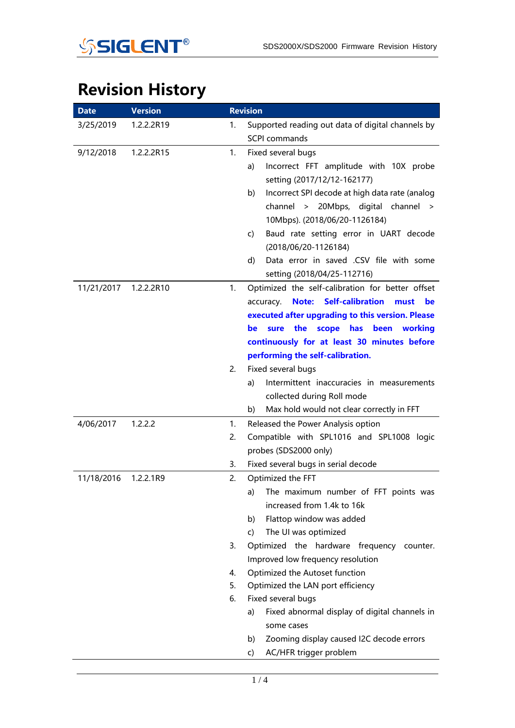# Revision History

| Date | Version | Revision |
| --- | --- | --- |
| 3/25/2019 | 1.2.2.2R19 | 1. Supported reading out data of digital channels by SCPI commands |
| 9/12/2018 | 1.2.2.2R15 | 1. Fixed several bugs<br>a) Incorrect FFT amplitude with 10X probe setting (2017/12/12-162177)<br>b) Incorrect SPI decode at high data rate (analog channel > 20Mbps, digital channel > 10Mbps). (2018/06/20-1126184)<br>c) Baud rate setting error in UART decode (2018/06/20-1126184)<br>d) Data error in saved .CSV file with some setting (2018/04/25-112716) |
| 11/21/2017 | 1.2.2.2R10 | 1. Optimized the self-calibration for better offset accuracy. **Note: Self-calibration must be executed after upgrading to this version. Please be sure the scope has been working continuously for at least 30 minutes before performing the self-calibration.**<br>2. Fixed several bugs<br>a) Intermittent inaccuracies in measurements collected during Roll mode<br>b) Max hold would not clear correctly in FFT |
| 4/06/2017 | 1.2.2.2 | 1. Released the Power Analysis option<br>2. Compatible with SPL1016 and SPL1008 logic probes (SDS2000 only)<br>3. Fixed several bugs in serial decode |
| 11/18/2016 | 1.2.2.1R9 | 2. Optimized the FFT<br>a) The maximum number of FFT points was increased from 1.4k to 16k<br>b) Flattop window was added<br>c) The UI was optimized<br>3. Optimized the hardware frequency counter. Improved low frequency resolution<br>4. Optimized the Autoset function<br>5. Optimized the LAN port efficiency<br>6. Fixed several bugs<br>a) Fixed abnormal display of digital channels in some cases<br>b) Zooming display caused I2C decode errors<br>c) AC/HFR trigger problem |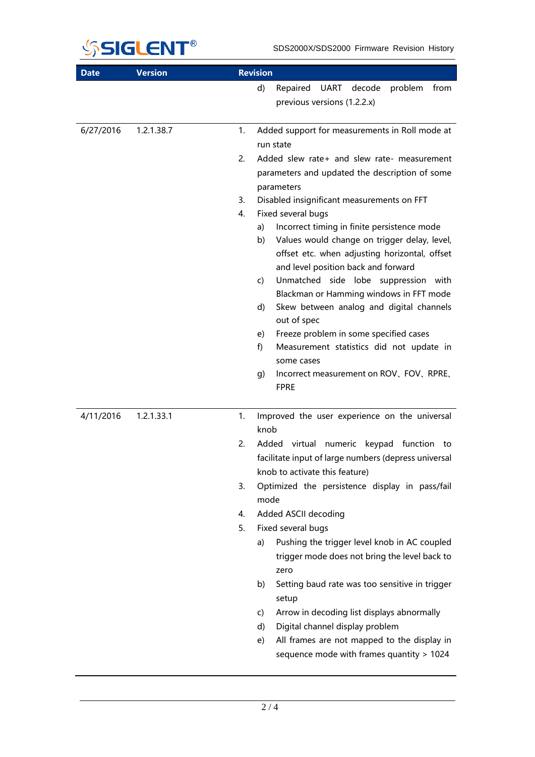| Date | Version | Revision |
|---|---|---|
| | | d) Repaired UART decode problem from previous versions (1.2.2.x) |
| 6/27/2016 | 1.2.1.38.7 | 1. Added support for measurements in Roll mode at run state<br>2. Added slew rate+ and slew rate- measurement parameters and updated the description of some parameters<br>3. Disabled insignificant measurements on FFT<br>4. Fixed several bugs<br>a) Incorrect timing in finite persistence mode<br>b) Values would change on trigger delay, level, offset etc. when adjusting horizontal, offset and level position back and forward<br>c) Unmatched side lobe suppression with Blackman or Hamming windows in FFT mode<br>d) Skew between analog and digital channels out of spec<br>e) Freeze problem in some specified cases<br>f) Measurement statistics did not update in some cases<br>g) Incorrect measurement on ROV、FOV、RPRE、FPRE |
| 4/11/2016 | 1.2.1.33.1 | 1. Improved the user experience on the universal knob<br>2. Added virtual numeric keypad function to facilitate input of large numbers (depress universal knob to activate this feature)<br>3. Optimized the persistence display in pass/fail mode<br>4. Added ASCII decoding<br>5. Fixed several bugs<br>a) Pushing the trigger level knob in AC coupled trigger mode does not bring the level back to zero<br>b) Setting baud rate was too sensitive in trigger setup<br>c) Arrow in decoding list displays abnormally<br>d) Digital channel display problem<br>e) All frames are not mapped to the display in sequence mode with frames quantity > 1024 |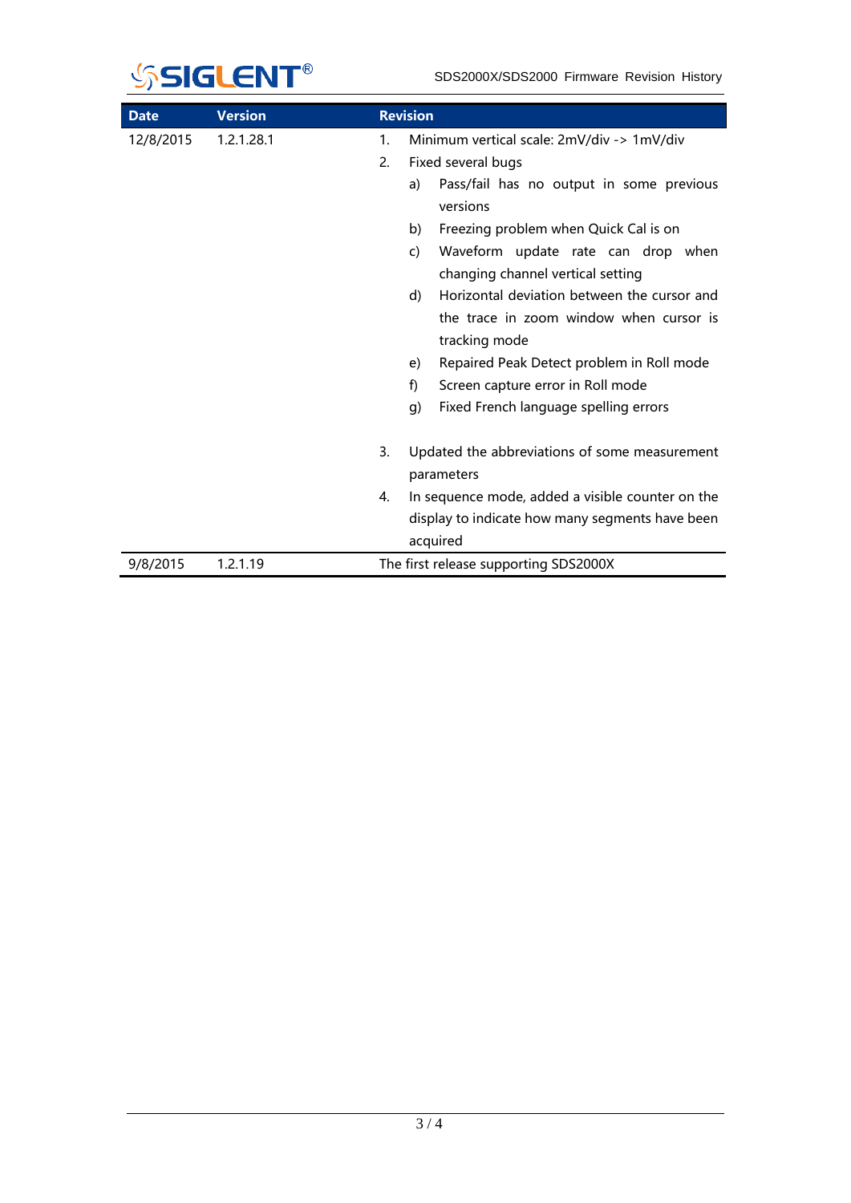| Date | Version | Revision |
|---|---|---|
| 12/8/2015 | 1.2.1.28.1 | 1. Minimum vertical scale: 2mV/div -> 1mV/div<br>2. Fixed several bugs<br>a) Pass/fail has no output in some previous versions<br>b) Freezing problem when Quick Cal is on<br>c) Waveform update rate can drop when changing channel vertical setting<br>d) Horizontal deviation between the cursor and the trace in zoom window when cursor is tracking mode<br>e) Repaired Peak Detect problem in Roll mode<br>f) Screen capture error in Roll mode<br>g) Fixed French language spelling errors<br>3. Updated the abbreviations of some measurement parameters<br>4. In sequence mode, added a visible counter on the display to indicate how many segments have been acquired |
| 9/8/2015 | 1.2.1.19 | The first release supporting SDS2000X |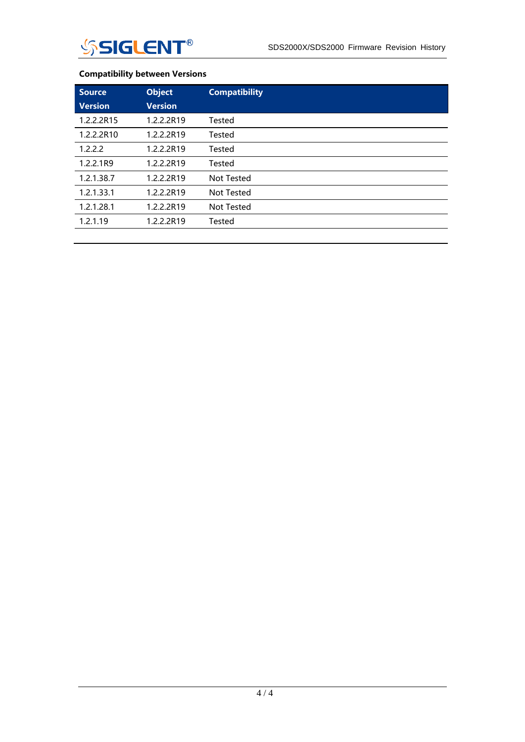**Compatibility between Versions**

| Source Version | Object Version | Compatibility |
|---|---|---|
| 1.2.2.2R15 | 1.2.2.2R19 | Tested |
| 1.2.2.2R10 | 1.2.2.2R19 | Tested |
| 1.2.2.2 | 1.2.2.2R19 | Tested |
| 1.2.2.1R9 | 1.2.2.2R19 | Tested |
| 1.2.1.38.7 | 1.2.2.2R19 | Not Tested |
| 1.2.1.33.1 | 1.2.2.2R19 | Not Tested |
| 1.2.1.28.1 | 1.2.2.2R19 | Not Tested |
| 1.2.1.19 | 1.2.2.2R19 | Tested |